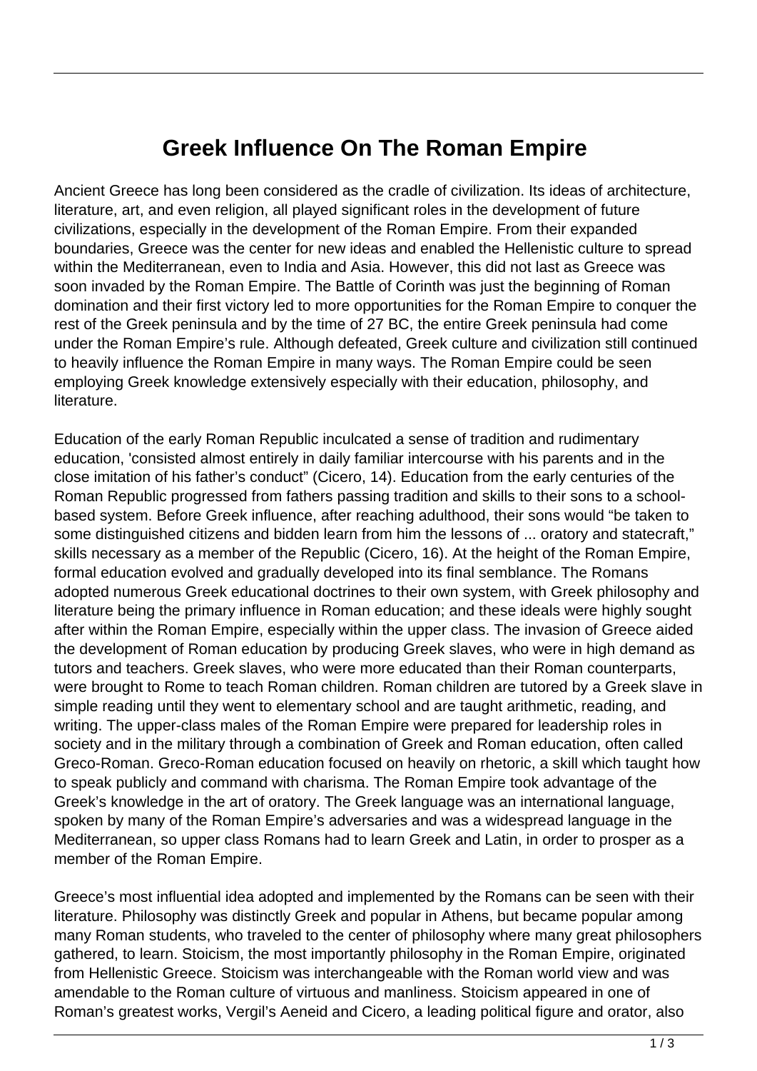# Greek Influence On The Roman Empire

Ancient Greece has long been considered as the cradle of civilization. Its ideas of architecture, literature, art, and even religion, all played significant roles in the development of future civilizations, especially in the development of the Roman Empire. From their expanded boundaries, Greece was the center for new ideas and enabled the Hellenistic culture to spread within the Mediterranean, even to India and Asia. However, this did not last as Greece was soon invaded by the Roman Empire. The Battle of Corinth was just the beginning of Roman domination and their first victory led to more opportunities for the Roman Empire to conquer the rest of the Greek peninsula and by the time of 27 BC, the entire Greek peninsula had come under the Roman Empire's rule. Although defeated, Greek culture and civilization still continued to heavily influence the Roman Empire in many ways. The Roman Empire could be seen employing Greek knowledge extensively especially with their education, philosophy, and literature.

Education of the early Roman Republic inculcated a sense of tradition and rudimentary education, 'consisted almost entirely in daily familiar intercourse with his parents and in the close imitation of his father's conduct" (Cicero, 14). Education from the early centuries of the Roman Republic progressed from fathers passing tradition and skills to their sons to a school-based system. Before Greek influence, after reaching adulthood, their sons would "be taken to some distinguished citizens and bidden learn from him the lessons of ... oratory and statecraft," skills necessary as a member of the Republic (Cicero, 16). At the height of the Roman Empire, formal education evolved and gradually developed into its final semblance. The Romans adopted numerous Greek educational doctrines to their own system, with Greek philosophy and literature being the primary influence in Roman education; and these ideals were highly sought after within the Roman Empire, especially within the upper class. The invasion of Greece aided the development of Roman education by producing Greek slaves, who were in high demand as tutors and teachers. Greek slaves, who were more educated than their Roman counterparts, were brought to Rome to teach Roman children. Roman children are tutored by a Greek slave in simple reading until they went to elementary school and are taught arithmetic, reading, and writing. The upper-class males of the Roman Empire were prepared for leadership roles in society and in the military through a combination of Greek and Roman education, often called Greco-Roman. Greco-Roman education focused on heavily on rhetoric, a skill which taught how to speak publicly and command with charisma. The Roman Empire took advantage of the Greek's knowledge in the art of oratory. The Greek language was an international language, spoken by many of the Roman Empire's adversaries and was a widespread language in the Mediterranean, so upper class Romans had to learn Greek and Latin, in order to prosper as a member of the Roman Empire.

Greece's most influential idea adopted and implemented by the Romans can be seen with their literature. Philosophy was distinctly Greek and popular in Athens, but became popular among many Roman students, who traveled to the center of philosophy where many great philosophers gathered, to learn. Stoicism, the most importantly philosophy in the Roman Empire, originated from Hellenistic Greece. Stoicism was interchangeable with the Roman world view and was amendable to the Roman culture of virtuous and manliness. Stoicism appeared in one of Roman's greatest works, Vergil's Aeneid and Cicero, a leading political figure and orator, also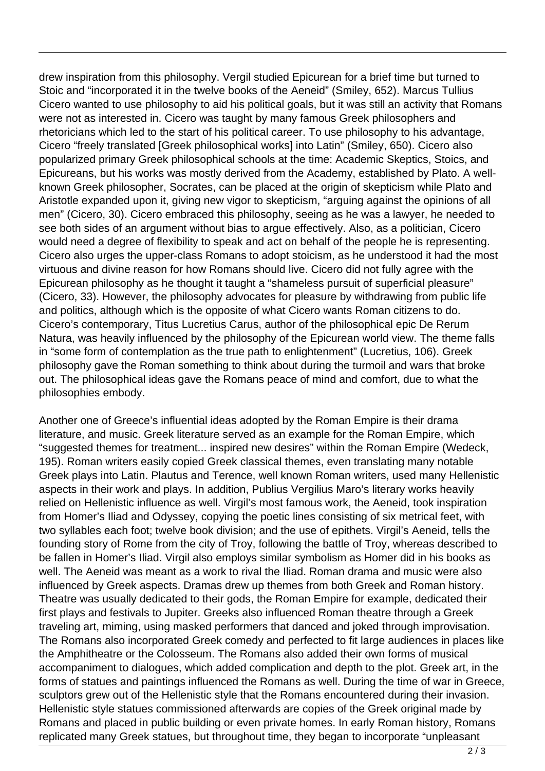drew inspiration from this philosophy. Vergil studied Epicurean for a brief time but turned to Stoic and "incorporated it in the twelve books of the Aeneid" (Smiley, 652). Marcus Tullius Cicero wanted to use philosophy to aid his political goals, but it was still an activity that Romans were not as interested in. Cicero was taught by many famous Greek philosophers and rhetoricians which led to the start of his political career. To use philosophy to his advantage, Cicero "freely translated [Greek philosophical works] into Latin" (Smiley, 650). Cicero also popularized primary Greek philosophical schools at the time: Academic Skeptics, Stoics, and Epicureans, but his works was mostly derived from the Academy, established by Plato. A well-known Greek philosopher, Socrates, can be placed at the origin of skepticism while Plato and Aristotle expanded upon it, giving new vigor to skepticism, "arguing against the opinions of all men" (Cicero, 30). Cicero embraced this philosophy, seeing as he was a lawyer, he needed to see both sides of an argument without bias to argue effectively. Also, as a politician, Cicero would need a degree of flexibility to speak and act on behalf of the people he is representing. Cicero also urges the upper-class Romans to adopt stoicism, as he understood it had the most virtuous and divine reason for how Romans should live. Cicero did not fully agree with the Epicurean philosophy as he thought it taught a "shameless pursuit of superficial pleasure" (Cicero, 33). However, the philosophy advocates for pleasure by withdrawing from public life and politics, although which is the opposite of what Cicero wants Roman citizens to do. Cicero's contemporary, Titus Lucretius Carus, author of the philosophical epic De Rerum Natura, was heavily influenced by the philosophy of the Epicurean world view. The theme falls in "some form of contemplation as the true path to enlightenment" (Lucretius, 106). Greek philosophy gave the Roman something to think about during the turmoil and wars that broke out. The philosophical ideas gave the Romans peace of mind and comfort, due to what the philosophies embody.

Another one of Greece's influential ideas adopted by the Roman Empire is their drama literature, and music. Greek literature served as an example for the Roman Empire, which "suggested themes for treatment... inspired new desires" within the Roman Empire (Wedeck, 195). Roman writers easily copied Greek classical themes, even translating many notable Greek plays into Latin. Plautus and Terence, well known Roman writers, used many Hellenistic aspects in their work and plays. In addition, Publius Vergilius Maro's literary works heavily relied on Hellenistic influence as well. Virgil's most famous work, the Aeneid, took inspiration from Homer's Iliad and Odyssey, copying the poetic lines consisting of six metrical feet, with two syllables each foot; twelve book division; and the use of epithets. Virgil's Aeneid, tells the founding story of Rome from the city of Troy, following the battle of Troy, whereas described to be fallen in Homer's Iliad. Virgil also employs similar symbolism as Homer did in his books as well. The Aeneid was meant as a work to rival the Iliad. Roman drama and music were also influenced by Greek aspects. Dramas drew up themes from both Greek and Roman history. Theatre was usually dedicated to their gods, the Roman Empire for example, dedicated their first plays and festivals to Jupiter. Greeks also influenced Roman theatre through a Greek traveling art, miming, using masked performers that danced and joked through improvisation. The Romans also incorporated Greek comedy and perfected to fit large audiences in places like the Amphitheatre or the Colosseum. The Romans also added their own forms of musical accompaniment to dialogues, which added complication and depth to the plot. Greek art, in the forms of statues and paintings influenced the Romans as well. During the time of war in Greece, sculptors grew out of the Hellenistic style that the Romans encountered during their invasion. Hellenistic style statues commissioned afterwards are copies of the Greek original made by Romans and placed in public building or even private homes. In early Roman history, Romans replicated many Greek statues, but throughout time, they began to incorporate "unpleasant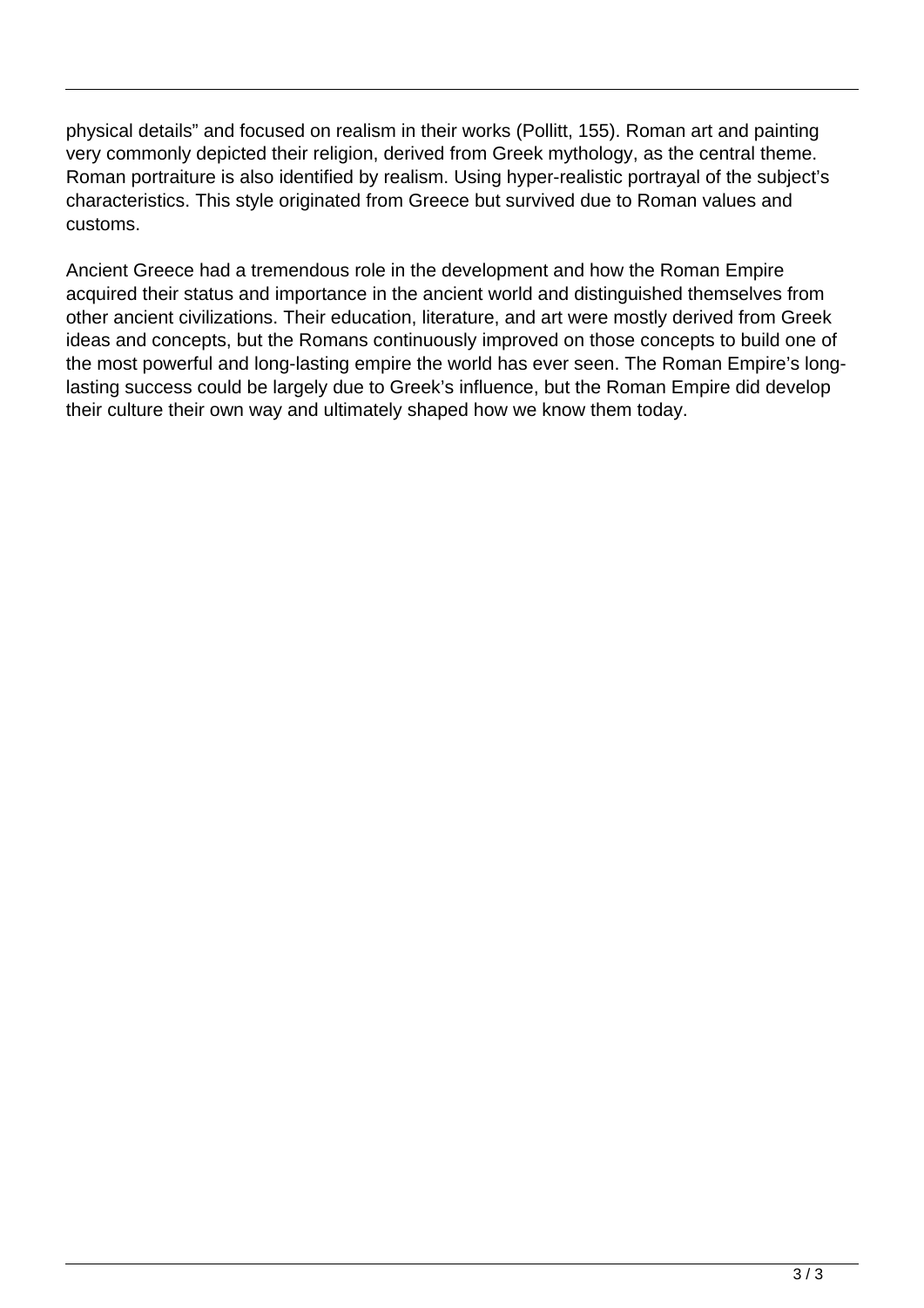physical details" and focused on realism in their works (Pollitt, 155). Roman art and painting very commonly depicted their religion, derived from Greek mythology, as the central theme. Roman portraiture is also identified by realism. Using hyper-realistic portrayal of the subject's characteristics. This style originated from Greece but survived due to Roman values and customs.

Ancient Greece had a tremendous role in the development and how the Roman Empire acquired their status and importance in the ancient world and distinguished themselves from other ancient civilizations. Their education, literature, and art were mostly derived from Greek ideas and concepts, but the Romans continuously improved on those concepts to build one of the most powerful and long-lasting empire the world has ever seen. The Roman Empire's long-lasting success could be largely due to Greek's influence, but the Roman Empire did develop their culture their own way and ultimately shaped how we know them today.